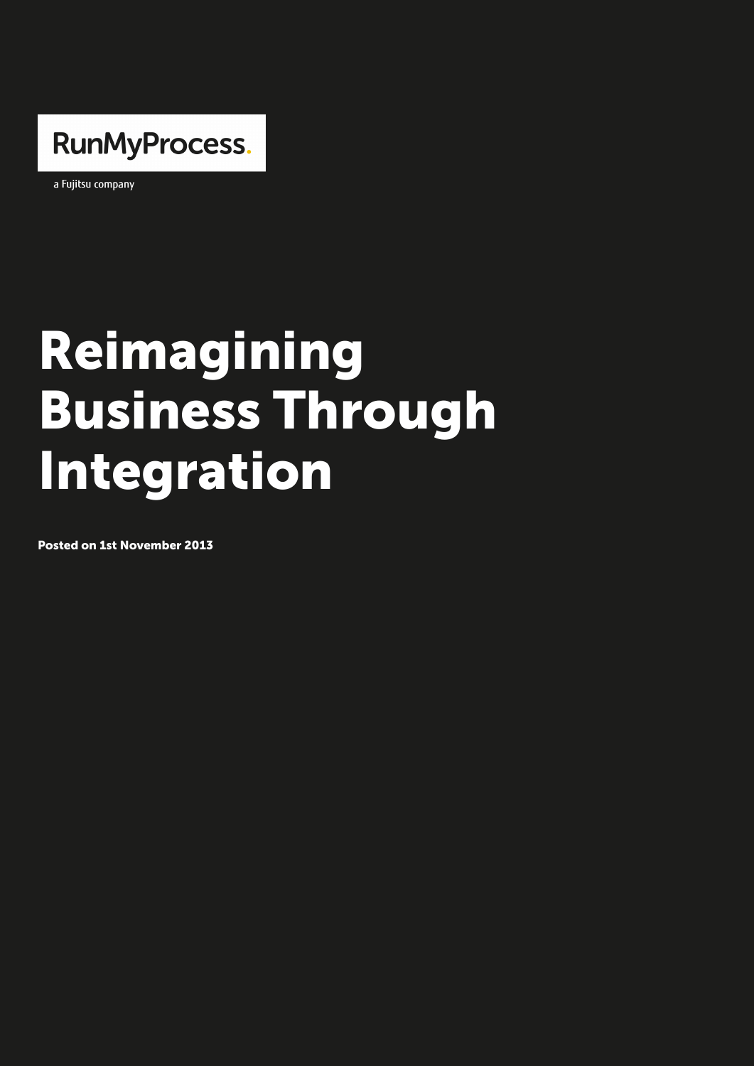RunMyProcess.

a Fujitsu company

# Reimagining Business Through Integration

**Posted on 1st November 2013**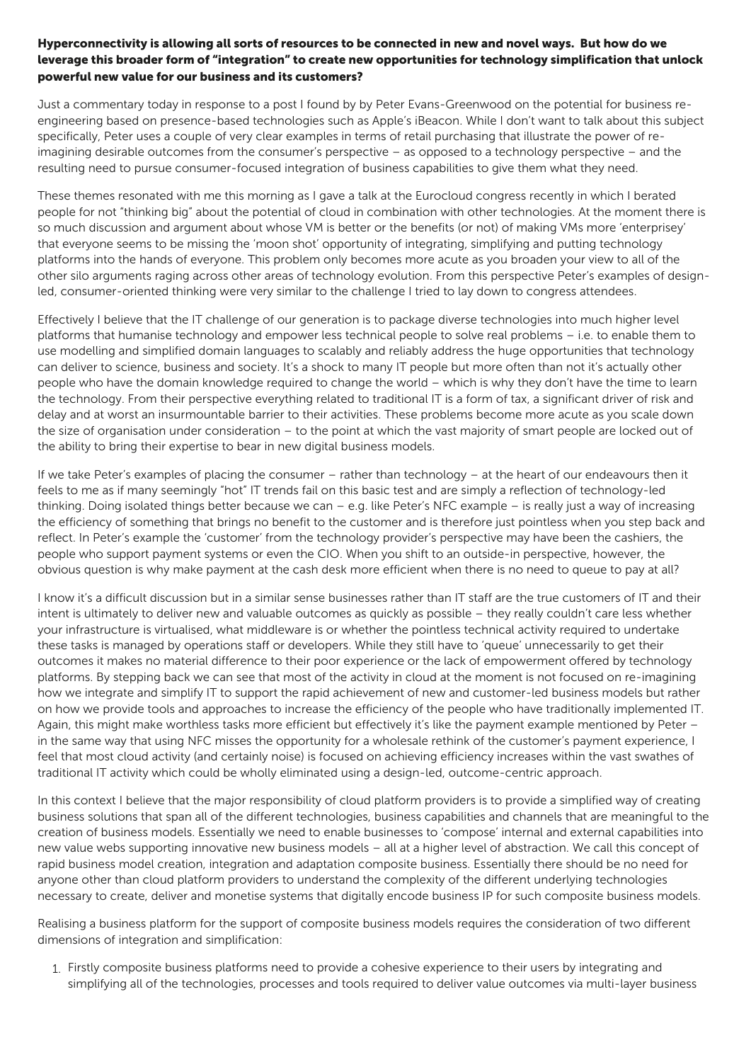**Hyperconnectivity is allowing all sorts of resources to be connected in new and novel ways. But how do we leverage this broader form of "integration" to create new opportunities for technology simplification that unlock powerful new value for our business and its customers?**

Just a commentary today in response to a post I found by by Peter Evans-Greenwood on the potential for business re-engineering based on presence-based technologies such as Apple's iBeacon. While I don't want to talk about this subject specifically, Peter uses a couple of very clear examples in terms of retail purchasing that illustrate the power of re-imagining desirable outcomes from the consumer's perspective – as opposed to a technology perspective – and the resulting need to pursue consumer-focused integration of business capabilities to give them what they need.

These themes resonated with me this morning as I gave a talk at the Eurocloud congress recently in which I berated people for not "thinking big" about the potential of cloud in combination with other technologies. At the moment there is so much discussion and argument about whose VM is better or the benefits (or not) of making VMs more 'enterprisey' that everyone seems to be missing the 'moon shot' opportunity of integrating, simplifying and putting technology platforms into the hands of everyone. This problem only becomes more acute as you broaden your view to all of the other silo arguments raging across other areas of technology evolution. From this perspective Peter's examples of design-led, consumer-oriented thinking were very similar to the challenge I tried to lay down to congress attendees.

Effectively I believe that the IT challenge of our generation is to package diverse technologies into much higher level platforms that humanise technology and empower less technical people to solve real problems – i.e. to enable them to use modelling and simplified domain languages to scalably and reliably address the huge opportunities that technology can deliver to science, business and society. It's a shock to many IT people but more often than not it's actually other people who have the domain knowledge required to change the world – which is why they don't have the time to learn the technology. From their perspective everything related to traditional IT is a form of tax, a significant driver of risk and delay and at worst an insurmountable barrier to their activities. These problems become more acute as you scale down the size of organisation under consideration – to the point at which the vast majority of smart people are locked out of the ability to bring their expertise to bear in new digital business models.

If we take Peter's examples of placing the consumer – rather than technology – at the heart of our endeavours then it feels to me as if many seemingly "hot" IT trends fail on this basic test and are simply a reflection of technology-led thinking. Doing isolated things better because we can – e.g. like Peter's NFC example – is really just a way of increasing the efficiency of something that brings no benefit to the customer and is therefore just pointless when you step back and reflect. In Peter's example the 'customer' from the technology provider's perspective may have been the cashiers, the people who support payment systems or even the CIO. When you shift to an outside-in perspective, however, the obvious question is why make payment at the cash desk more efficient when there is no need to queue to pay at all?

I know it's a difficult discussion but in a similar sense businesses rather than IT staff are the true customers of IT and their intent is ultimately to deliver new and valuable outcomes as quickly as possible – they really couldn't care less whether your infrastructure is virtualised, what middleware is or whether the pointless technical activity required to undertake these tasks is managed by operations staff or developers. While they still have to 'queue' unnecessarily to get their outcomes it makes no material difference to their poor experience or the lack of empowerment offered by technology platforms. By stepping back we can see that most of the activity in cloud at the moment is not focused on re-imagining how we integrate and simplify IT to support the rapid achievement of new and customer-led business models but rather on how we provide tools and approaches to increase the efficiency of the people who have traditionally implemented IT. Again, this might make worthless tasks more efficient but effectively it's like the payment example mentioned by Peter – in the same way that using NFC misses the opportunity for a wholesale rethink of the customer's payment experience, I feel that most cloud activity (and certainly noise) is focused on achieving efficiency increases within the vast swathes of traditional IT activity which could be wholly eliminated using a design-led, outcome-centric approach.

In this context I believe that the major responsibility of cloud platform providers is to provide a simplified way of creating business solutions that span all of the different technologies, business capabilities and channels that are meaningful to the creation of business models. Essentially we need to enable businesses to 'compose' internal and external capabilities into new value webs supporting innovative new business models – all at a higher level of abstraction. We call this concept of rapid business model creation, integration and adaptation composite business. Essentially there should be no need for anyone other than cloud platform providers to understand the complexity of the different underlying technologies necessary to create, deliver and monetise systems that digitally encode business IP for such composite business models.

Realising a business platform for the support of composite business models requires the consideration of two different dimensions of integration and simplification:

1. Firstly composite business platforms need to provide a cohesive experience to their users by integrating and simplifying all of the technologies, processes and tools required to deliver value outcomes via multi-layer business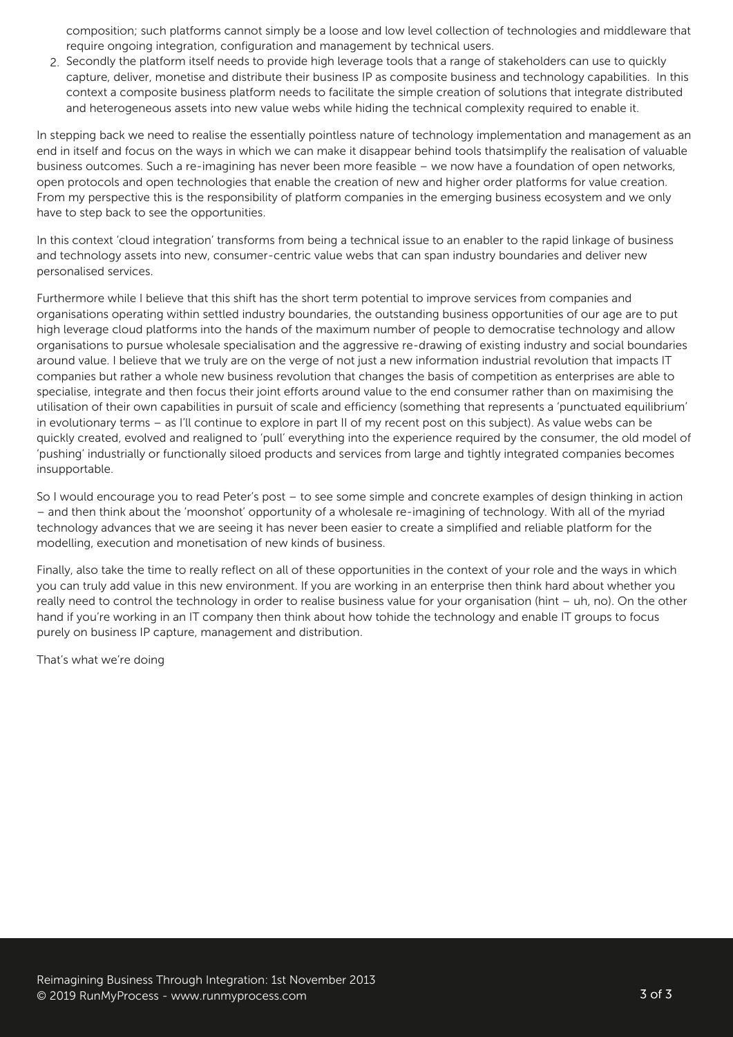composition; such platforms cannot simply be a loose and low level collection of technologies and middleware that require ongoing integration, configuration and management by technical users.

2. Secondly the platform itself needs to provide high leverage tools that a range of stakeholders can use to quickly capture, deliver, monetise and distribute their business IP as composite business and technology capabilities.  In this context a composite business platform needs to facilitate the simple creation of solutions that integrate distributed and heterogeneous assets into new value webs while hiding the technical complexity required to enable it.

In stepping back we need to realise the essentially pointless nature of technology implementation and management as an end in itself and focus on the ways in which we can make it disappear behind tools thatsimplify the realisation of valuable business outcomes. Such a re-imagining has never been more feasible – we now have a foundation of open networks, open protocols and open technologies that enable the creation of new and higher order platforms for value creation. From my perspective this is the responsibility of platform companies in the emerging business ecosystem and we only have to step back to see the opportunities.

In this context 'cloud integration' transforms from being a technical issue to an enabler to the rapid linkage of business and technology assets into new, consumer-centric value webs that can span industry boundaries and deliver new personalised services.

Furthermore while I believe that this shift has the short term potential to improve services from companies and organisations operating within settled industry boundaries, the outstanding business opportunities of our age are to put high leverage cloud platforms into the hands of the maximum number of people to democratise technology and allow organisations to pursue wholesale specialisation and the aggressive re-drawing of existing industry and social boundaries around value. I believe that we truly are on the verge of not just a new information industrial revolution that impacts IT companies but rather a whole new business revolution that changes the basis of competition as enterprises are able to specialise, integrate and then focus their joint efforts around value to the end consumer rather than on maximising the utilisation of their own capabilities in pursuit of scale and efficiency (something that represents a 'punctuated equilibrium' in evolutionary terms – as I'll continue to explore in part II of my recent post on this subject). As value webs can be quickly created, evolved and realigned to 'pull' everything into the experience required by the consumer, the old model of 'pushing' industrially or functionally siloed products and services from large and tightly integrated companies becomes insupportable.

So I would encourage you to read Peter's post – to see some simple and concrete examples of design thinking in action – and then think about the 'moonshot' opportunity of a wholesale re-imagining of technology. With all of the myriad technology advances that we are seeing it has never been easier to create a simplified and reliable platform for the modelling, execution and monetisation of new kinds of business.

Finally, also take the time to really reflect on all of these opportunities in the context of your role and the ways in which you can truly add value in this new environment. If you are working in an enterprise then think hard about whether you really need to control the technology in order to realise business value for your organisation (hint – uh, no). On the other hand if you're working in an IT company then think about how tohide the technology and enable IT groups to focus purely on business IP capture, management and distribution.

That's what we're doing